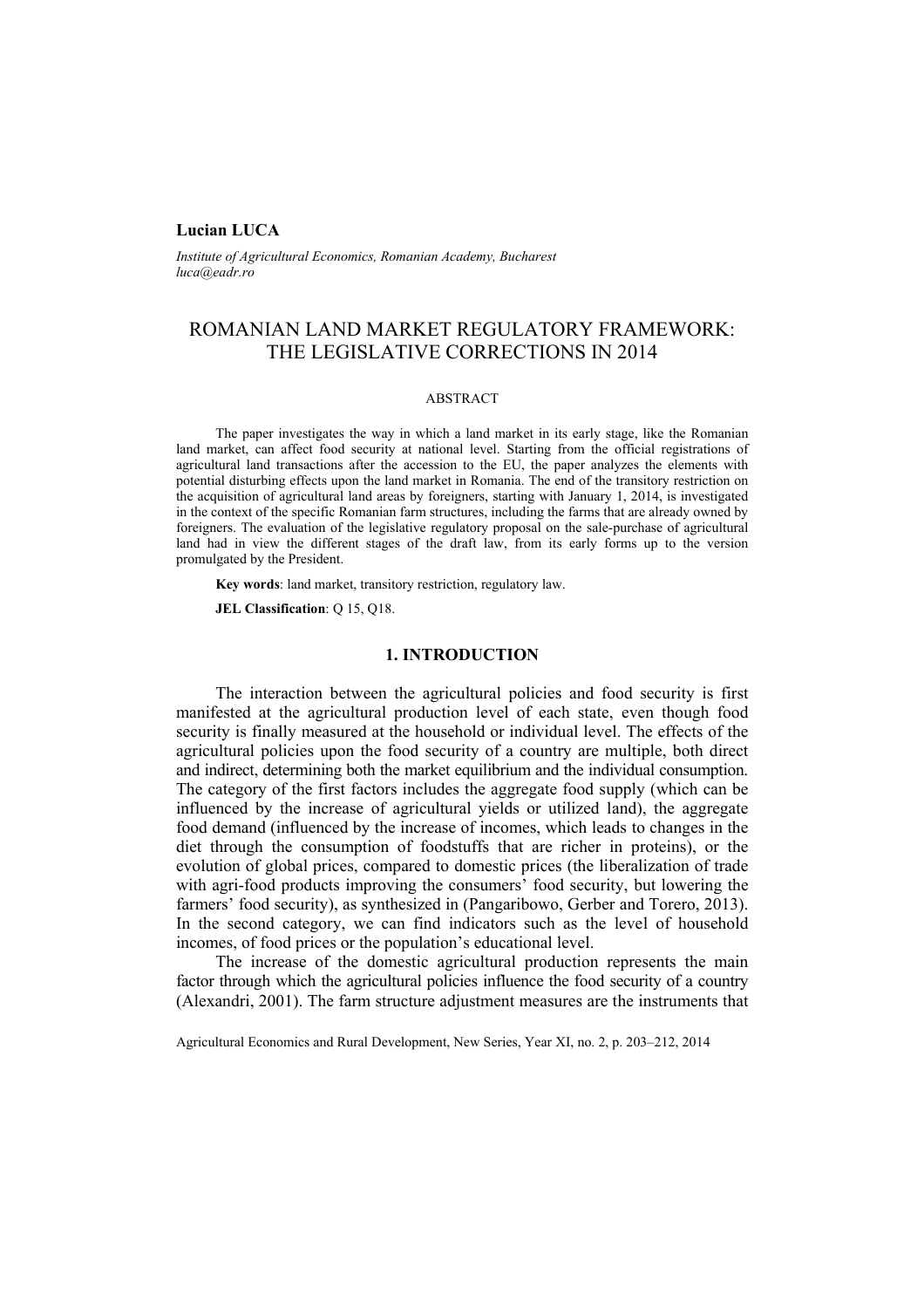**Lucian LUCA**

*Institute of Agricultural Economics, Romanian Academy, Bucharest*
*luca@eadr.ro*

# ROMANIAN LAND MARKET REGULATORY FRAMEWORK: THE LEGISLATIVE CORRECTIONS IN 2014

ABSTRACT

The paper investigates the way in which a land market in its early stage, like the Romanian land market, can affect food security at national level. Starting from the official registrations of agricultural land transactions after the accession to the EU, the paper analyzes the elements with potential disturbing effects upon the land market in Romania. The end of the transitory restriction on the acquisition of agricultural land areas by foreigners, starting with January 1, 2014, is investigated in the context of the specific Romanian farm structures, including the farms that are already owned by foreigners. The evaluation of the legislative regulatory proposal on the sale-purchase of agricultural land had in view the different stages of the draft law, from its early forms up to the version promulgated by the President.

**Key words**: land market, transitory restriction, regulatory law.

**JEL Classification**: Q 15, Q18.

## 1. INTRODUCTION

The interaction between the agricultural policies and food security is first manifested at the agricultural production level of each state, even though food security is finally measured at the household or individual level. The effects of the agricultural policies upon the food security of a country are multiple, both direct and indirect, determining both the market equilibrium and the individual consumption. The category of the first factors includes the aggregate food supply (which can be influenced by the increase of agricultural yields or utilized land), the aggregate food demand (influenced by the increase of incomes, which leads to changes in the diet through the consumption of foodstuffs that are richer in proteins), or the evolution of global prices, compared to domestic prices (the liberalization of trade with agri-food products improving the consumers' food security, but lowering the farmers' food security), as synthesized in (Pangaribowo, Gerber and Torero, 2013). In the second category, we can find indicators such as the level of household incomes, of food prices or the population's educational level.

The increase of the domestic agricultural production represents the main factor through which the agricultural policies influence the food security of a country (Alexandri, 2001). The farm structure adjustment measures are the instruments that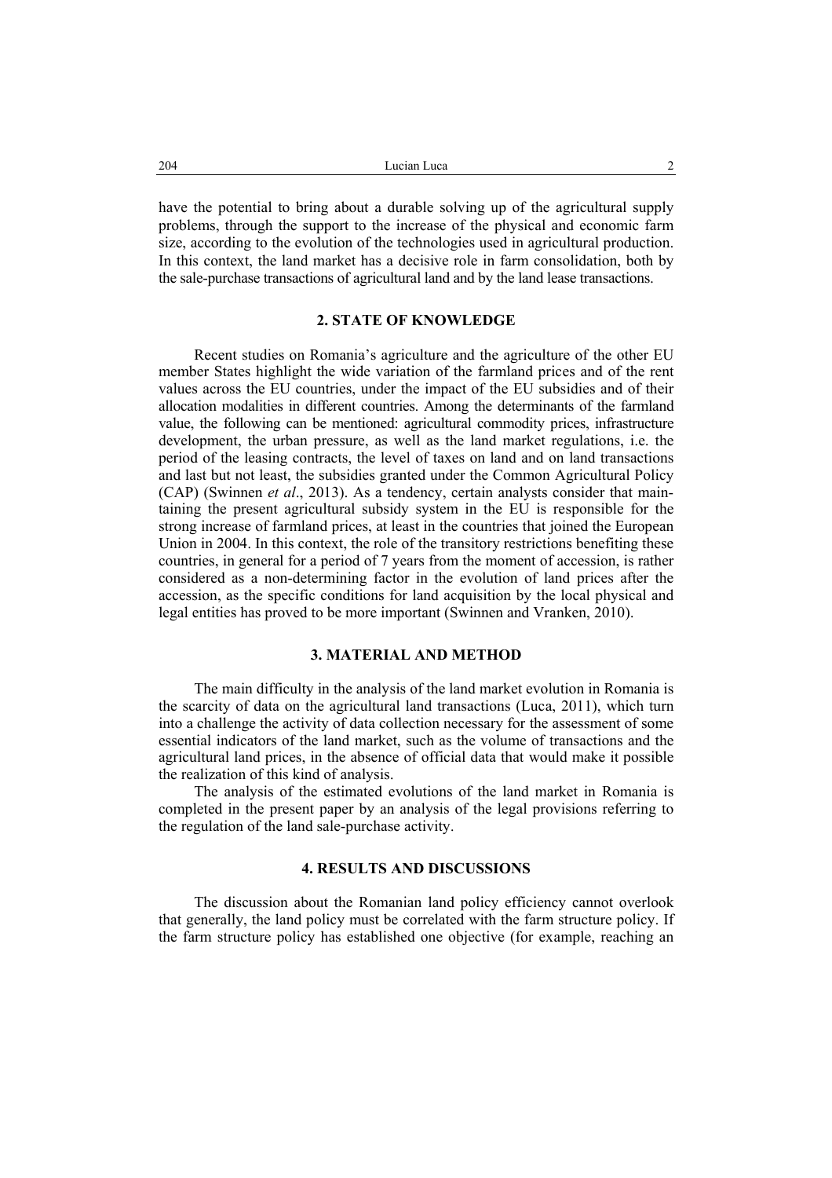have the potential to bring about a durable solving up of the agricultural supply problems, through the support to the increase of the physical and economic farm size, according to the evolution of the technologies used in agricultural production. In this context, the land market has a decisive role in farm consolidation, both by the sale-purchase transactions of agricultural land and by the land lease transactions.

## 2. STATE OF KNOWLEDGE

Recent studies on Romania's agriculture and the agriculture of the other EU member States highlight the wide variation of the farmland prices and of the rent values across the EU countries, under the impact of the EU subsidies and of their allocation modalities in different countries. Among the determinants of the farmland value, the following can be mentioned: agricultural commodity prices, infrastructure development, the urban pressure, as well as the land market regulations, i.e. the period of the leasing contracts, the level of taxes on land and on land transactions and last but not least, the subsidies granted under the Common Agricultural Policy (CAP) (Swinnen *et al*., 2013). As a tendency, certain analysts consider that maintaining the present agricultural subsidy system in the EU is responsible for the strong increase of farmland prices, at least in the countries that joined the European Union in 2004. In this context, the role of the transitory restrictions benefiting these countries, in general for a period of 7 years from the moment of accession, is rather considered as a non-determining factor in the evolution of land prices after the accession, as the specific conditions for land acquisition by the local physical and legal entities has proved to be more important (Swinnen and Vranken, 2010).

## 3. MATERIAL AND METHOD

The main difficulty in the analysis of the land market evolution in Romania is the scarcity of data on the agricultural land transactions (Luca, 2011), which turn into a challenge the activity of data collection necessary for the assessment of some essential indicators of the land market, such as the volume of transactions and the agricultural land prices, in the absence of official data that would make it possible the realization of this kind of analysis.

The analysis of the estimated evolutions of the land market in Romania is completed in the present paper by an analysis of the legal provisions referring to the regulation of the land sale-purchase activity.

## 4. RESULTS AND DISCUSSIONS

The discussion about the Romanian land policy efficiency cannot overlook that generally, the land policy must be correlated with the farm structure policy. If the farm structure policy has established one objective (for example, reaching an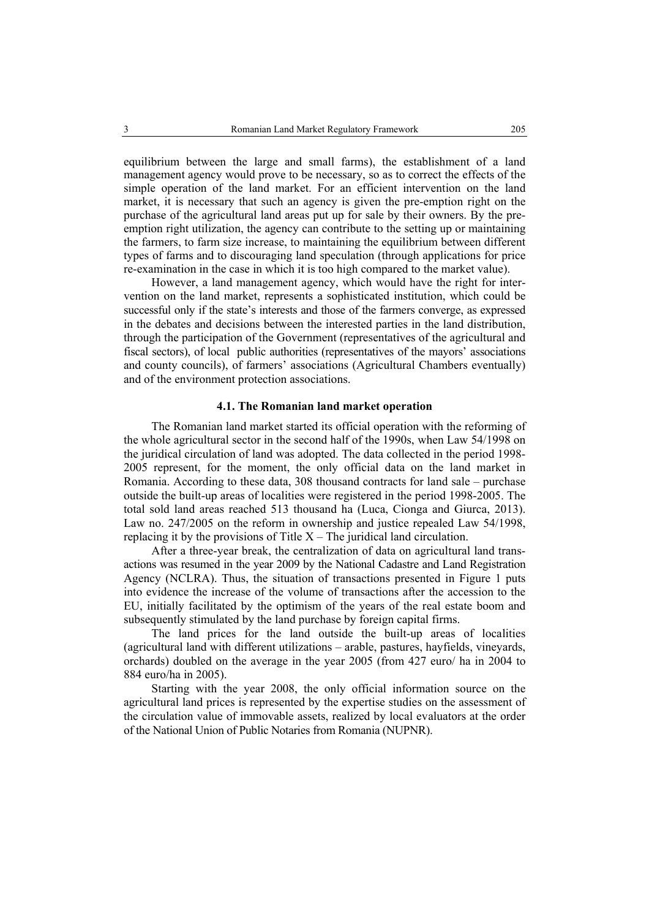equilibrium between the large and small farms), the establishment of a land management agency would prove to be necessary, so as to correct the effects of the simple operation of the land market. For an efficient intervention on the land market, it is necessary that such an agency is given the pre-emption right on the purchase of the agricultural land areas put up for sale by their owners. By the pre-emption right utilization, the agency can contribute to the setting up or maintaining the farmers, to farm size increase, to maintaining the equilibrium between different types of farms and to discouraging land speculation (through applications for price re-examination in the case in which it is too high compared to the market value).

However, a land management agency, which would have the right for intervention on the land market, represents a sophisticated institution, which could be successful only if the state's interests and those of the farmers converge, as expressed in the debates and decisions between the interested parties in the land distribution, through the participation of the Government (representatives of the agricultural and fiscal sectors), of local public authorities (representatives of the mayors' associations and county councils), of farmers' associations (Agricultural Chambers eventually) and of the environment protection associations.

### 4.1. The Romanian land market operation

The Romanian land market started its official operation with the reforming of the whole agricultural sector in the second half of the 1990s, when Law 54/1998 on the juridical circulation of land was adopted. The data collected in the period 1998-2005 represent, for the moment, the only official data on the land market in Romania. According to these data, 308 thousand contracts for land sale – purchase outside the built-up areas of localities were registered in the period 1998-2005. The total sold land areas reached 513 thousand ha (Luca, Cionga and Giurca, 2013). Law no. 247/2005 on the reform in ownership and justice repealed Law 54/1998, replacing it by the provisions of Title X – The juridical land circulation.

After a three-year break, the centralization of data on agricultural land transactions was resumed in the year 2009 by the National Cadastre and Land Registration Agency (NCLRA). Thus, the situation of transactions presented in Figure 1 puts into evidence the increase of the volume of transactions after the accession to the EU, initially facilitated by the optimism of the years of the real estate boom and subsequently stimulated by the land purchase by foreign capital firms.

The land prices for the land outside the built-up areas of localities (agricultural land with different utilizations – arable, pastures, hayfields, vineyards, orchards) doubled on the average in the year 2005 (from 427 euro/ ha in 2004 to 884 euro/ha in 2005).

Starting with the year 2008, the only official information source on the agricultural land prices is represented by the expertise studies on the assessment of the circulation value of immovable assets, realized by local evaluators at the order of the National Union of Public Notaries from Romania (NUPNR).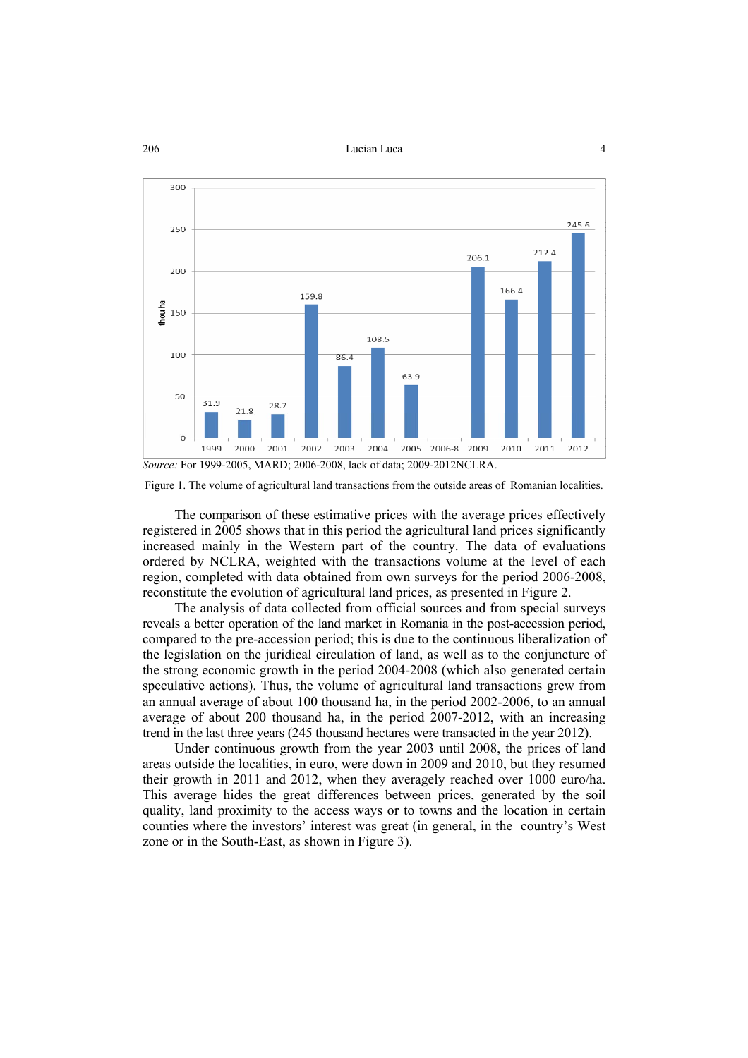Source: For 1999-2005, MARD; 2006-2008, lack of data; 2009-2012NCLRA.

Figure 1. The volume of agricultural land transactions from the outside areas of Romanian localities.

The comparison of these estimative prices with the average prices effectively registered in 2005 shows that in this period the agricultural land prices significantly increased mainly in the Western part of the country. The data of evaluations ordered by NCLRA, weighted with the transactions volume at the level of each region, completed with data obtained from own surveys for the period 2006-2008, reconstitute the evolution of agricultural land prices, as presented in Figure 2.

The analysis of data collected from official sources and from special surveys reveals a better operation of the land market in Romania in the post-accession period, compared to the pre-accession period; this is due to the continuous liberalization of the legislation on the juridical circulation of land, as well as to the conjuncture of the strong economic growth in the period 2004-2008 (which also generated certain speculative actions). Thus, the volume of agricultural land transactions grew from an annual average of about 100 thousand ha, in the period 2002-2006, to an annual average of about 200 thousand ha, in the period 2007-2012, with an increasing trend in the last three years (245 thousand hectares were transacted in the year 2012).

Under continuous growth from the year 2003 until 2008, the prices of land areas outside the localities, in euro, were down in 2009 and 2010, but they resumed their growth in 2011 and 2012, when they averagely reached over 1000 euro/ha. This average hides the great differences between prices, generated by the soil quality, land proximity to the access ways or to towns and the location in certain counties where the investors' interest was great (in general, in the country's West zone or in the South-East, as shown in Figure 3).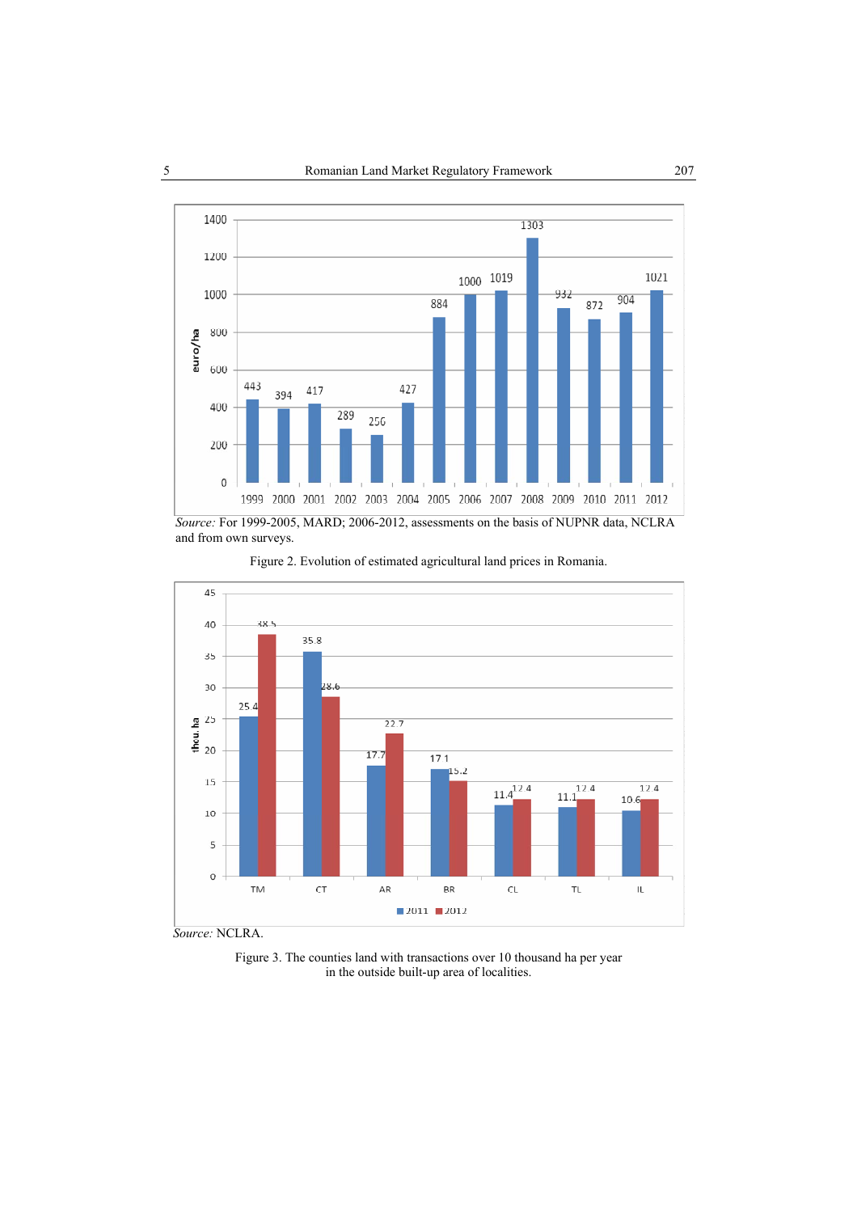*Source:* For 1999-2005, MARD; 2006-2012, assessments on the basis of NUPNR data, NCLRA and from own surveys.

Figure 2. Evolution of estimated agricultural land prices in Romania.

*Source:* NCLRA.

Figure 3. The counties land with transactions over 10 thousand ha per year in the outside built-up area of localities.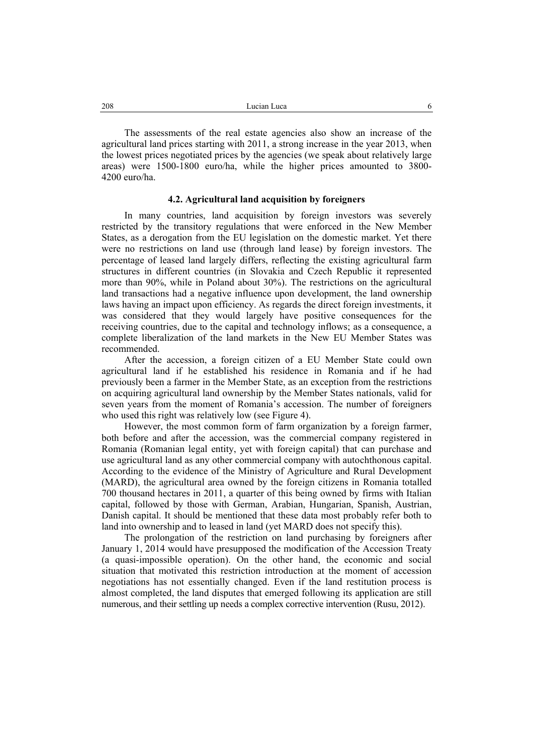The assessments of the real estate agencies also show an increase of the agricultural land prices starting with 2011, a strong increase in the year 2013, when the lowest prices negotiated prices by the agencies (we speak about relatively large areas) were 1500-1800 euro/ha, while the higher prices amounted to 3800-4200 euro/ha.

### 4.2. Agricultural land acquisition by foreigners

In many countries, land acquisition by foreign investors was severely restricted by the transitory regulations that were enforced in the New Member States, as a derogation from the EU legislation on the domestic market. Yet there were no restrictions on land use (through land lease) by foreign investors. The percentage of leased land largely differs, reflecting the existing agricultural farm structures in different countries (in Slovakia and Czech Republic it represented more than 90%, while in Poland about 30%). The restrictions on the agricultural land transactions had a negative influence upon development, the land ownership laws having an impact upon efficiency. As regards the direct foreign investments, it was considered that they would largely have positive consequences for the receiving countries, due to the capital and technology inflows; as a consequence, a complete liberalization of the land markets in the New EU Member States was recommended.

After the accession, a foreign citizen of a EU Member State could own agricultural land if he established his residence in Romania and if he had previously been a farmer in the Member State, as an exception from the restrictions on acquiring agricultural land ownership by the Member States nationals, valid for seven years from the moment of Romania's accession. The number of foreigners who used this right was relatively low (see Figure 4).

However, the most common form of farm organization by a foreign farmer, both before and after the accession, was the commercial company registered in Romania (Romanian legal entity, yet with foreign capital) that can purchase and use agricultural land as any other commercial company with autochthonous capital. According to the evidence of the Ministry of Agriculture and Rural Development (MARD), the agricultural area owned by the foreign citizens in Romania totalled 700 thousand hectares in 2011, a quarter of this being owned by firms with Italian capital, followed by those with German, Arabian, Hungarian, Spanish, Austrian, Danish capital. It should be mentioned that these data most probably refer both to land into ownership and to leased in land (yet MARD does not specify this).

The prolongation of the restriction on land purchasing by foreigners after January 1, 2014 would have presupposed the modification of the Accession Treaty (a quasi-impossible operation). On the other hand, the economic and social situation that motivated this restriction introduction at the moment of accession negotiations has not essentially changed. Even if the land restitution process is almost completed, the land disputes that emerged following its application are still numerous, and their settling up needs a complex corrective intervention (Rusu, 2012).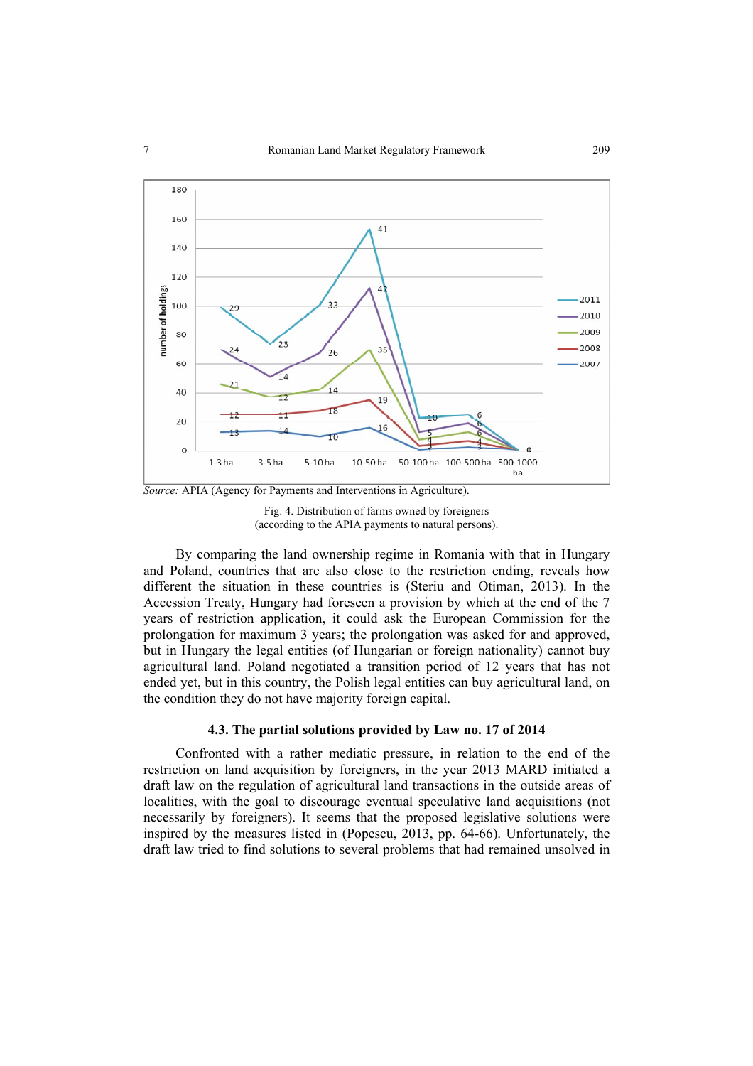*Source:* APIA (Agency for Payments and Interventions in Agriculture).

Fig. 4. Distribution of farms owned by foreigners
(according to the APIA payments to natural persons).

By comparing the land ownership regime in Romania with that in Hungary and Poland, countries that are also close to the restriction ending, reveals how different the situation in these countries is (Steriu and Otiman, 2013). In the Accession Treaty, Hungary had foreseen a provision by which at the end of the 7 years of restriction application, it could ask the European Commission for the prolongation for maximum 3 years; the prolongation was asked for and approved, but in Hungary the legal entities (of Hungarian or foreign nationality) cannot buy agricultural land. Poland negotiated a transition period of 12 years that has not ended yet, but in this country, the Polish legal entities can buy agricultural land, on the condition they do not have majority foreign capital.

### 4.3. The partial solutions provided by Law no. 17 of 2014

Confronted with a rather mediatic pressure, in relation to the end of the restriction on land acquisition by foreigners, in the year 2013 MARD initiated a draft law on the regulation of agricultural land transactions in the outside areas of localities, with the goal to discourage eventual speculative land acquisitions (not necessarily by foreigners). It seems that the proposed legislative solutions were inspired by the measures listed in (Popescu, 2013, pp. 64-66). Unfortunately, the draft law tried to find solutions to several problems that had remained unsolved in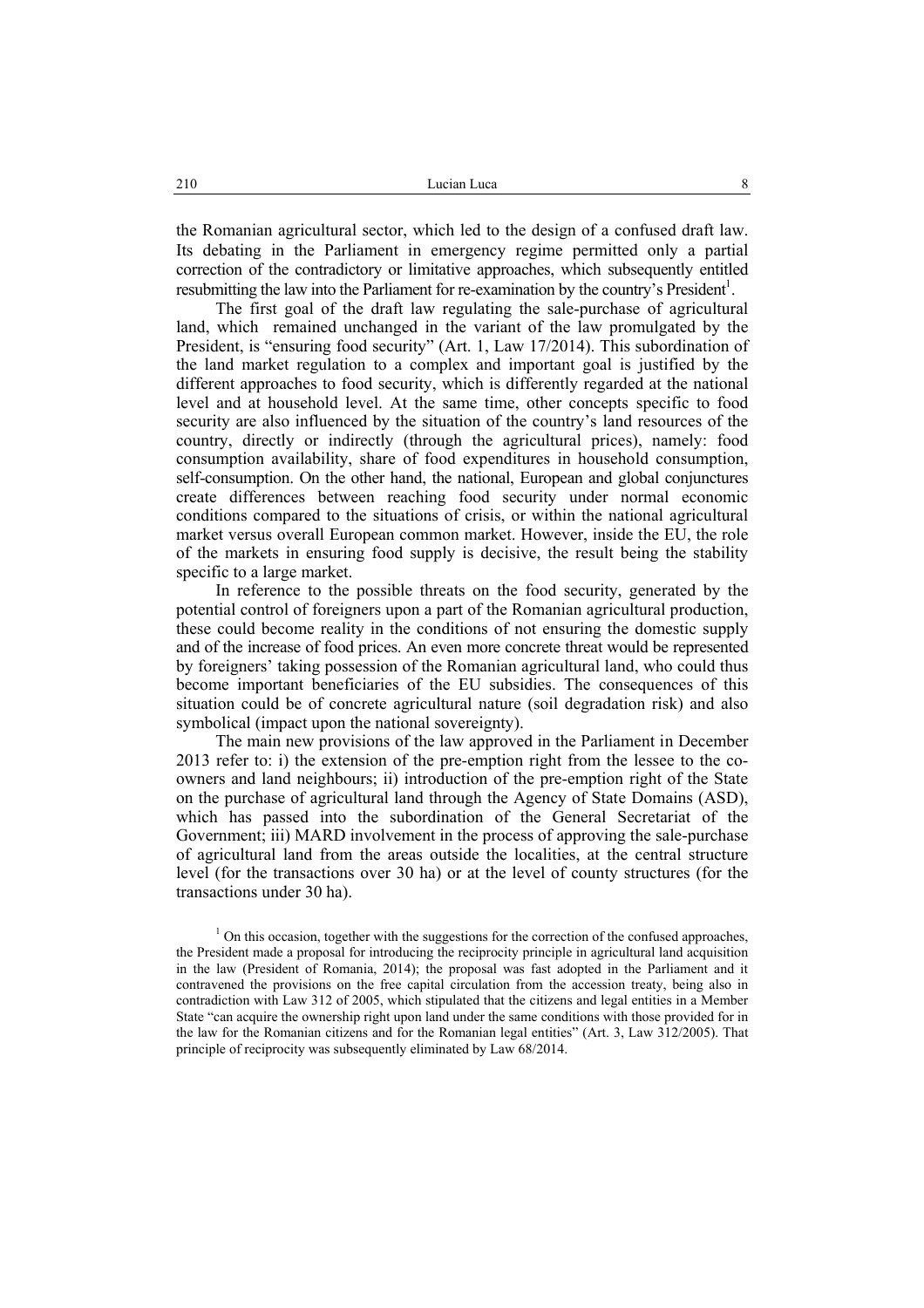the Romanian agricultural sector, which led to the design of a confused draft law. Its debating in the Parliament in emergency regime permitted only a partial correction of the contradictory or limitative approaches, which subsequently entitled resubmitting the law into the Parliament for re-examination by the country's President[1].

The first goal of the draft law regulating the sale-purchase of agricultural land, which remained unchanged in the variant of the law promulgated by the President, is "ensuring food security" (Art. 1, Law 17/2014). This subordination of the land market regulation to a complex and important goal is justified by the different approaches to food security, which is differently regarded at the national level and at household level. At the same time, other concepts specific to food security are also influenced by the situation of the country's land resources of the country, directly or indirectly (through the agricultural prices), namely: food consumption availability, share of food expenditures in household consumption, self-consumption. On the other hand, the national, European and global conjunctures create differences between reaching food security under normal economic conditions compared to the situations of crisis, or within the national agricultural market versus overall European common market. However, inside the EU, the role of the markets in ensuring food supply is decisive, the result being the stability specific to a large market.

In reference to the possible threats on the food security, generated by the potential control of foreigners upon a part of the Romanian agricultural production, these could become reality in the conditions of not ensuring the domestic supply and of the increase of food prices. An even more concrete threat would be represented by foreigners' taking possession of the Romanian agricultural land, who could thus become important beneficiaries of the EU subsidies. The consequences of this situation could be of concrete agricultural nature (soil degradation risk) and also symbolical (impact upon the national sovereignty).

The main new provisions of the law approved in the Parliament in December 2013 refer to: i) the extension of the pre-emption right from the lessee to the co-owners and land neighbours; ii) introduction of the pre-emption right of the State on the purchase of agricultural land through the Agency of State Domains (ASD), which has passed into the subordination of the General Secretariat of the Government; iii) MARD involvement in the process of approving the sale-purchase of agricultural land from the areas outside the localities, at the central structure level (for the transactions over 30 ha) or at the level of county structures (for the transactions under 30 ha).

[1] On this occasion, together with the suggestions for the correction of the confused approaches, the President made a proposal for introducing the reciprocity principle in agricultural land acquisition in the law (President of Romania, 2014); the proposal was fast adopted in the Parliament and it contravened the provisions on the free capital circulation from the accession treaty, being also in contradiction with Law 312 of 2005, which stipulated that the citizens and legal entities in a Member State "can acquire the ownership right upon land under the same conditions with those provided for in the law for the Romanian citizens and for the Romanian legal entities" (Art. 3, Law 312/2005). That principle of reciprocity was subsequently eliminated by Law 68/2014.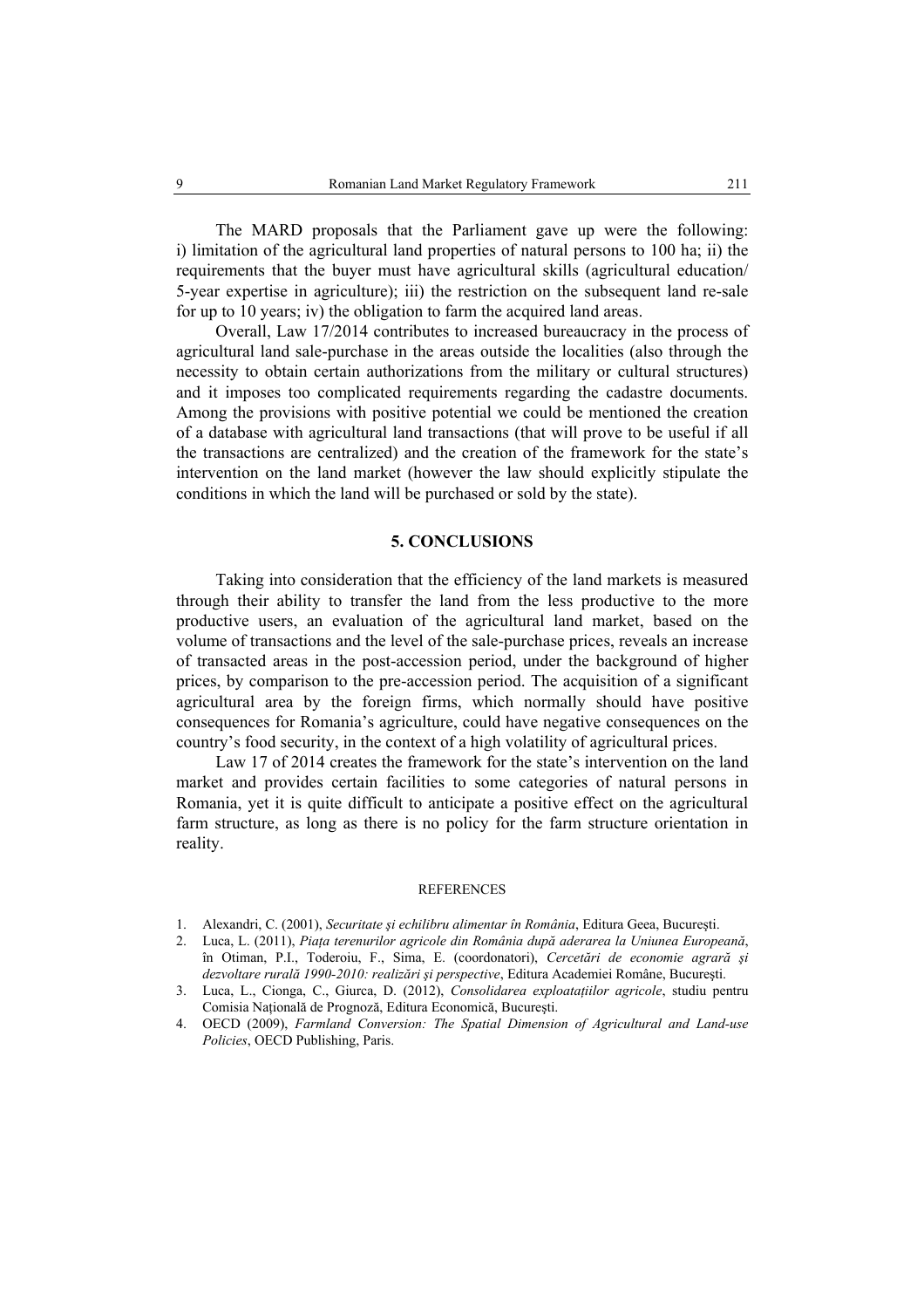The MARD proposals that the Parliament gave up were the following: i) limitation of the agricultural land properties of natural persons to 100 ha; ii) the requirements that the buyer must have agricultural skills (agricultural education/ 5-year expertise in agriculture); iii) the restriction on the subsequent land re-sale for up to 10 years; iv) the obligation to farm the acquired land areas.

Overall, Law 17/2014 contributes to increased bureaucracy in the process of agricultural land sale-purchase in the areas outside the localities (also through the necessity to obtain certain authorizations from the military or cultural structures) and it imposes too complicated requirements regarding the cadastre documents. Among the provisions with positive potential we could be mentioned the creation of a database with agricultural land transactions (that will prove to be useful if all the transactions are centralized) and the creation of the framework for the state's intervention on the land market (however the law should explicitly stipulate the conditions in which the land will be purchased or sold by the state).

## 5. CONCLUSIONS

Taking into consideration that the efficiency of the land markets is measured through their ability to transfer the land from the less productive to the more productive users, an evaluation of the agricultural land market, based on the volume of transactions and the level of the sale-purchase prices, reveals an increase of transacted areas in the post-accession period, under the background of higher prices, by comparison to the pre-accession period. The acquisition of a significant agricultural area by the foreign firms, which normally should have positive consequences for Romania's agriculture, could have negative consequences on the country's food security, in the context of a high volatility of agricultural prices.

Law 17 of 2014 creates the framework for the state's intervention on the land market and provides certain facilities to some categories of natural persons in Romania, yet it is quite difficult to anticipate a positive effect on the agricultural farm structure, as long as there is no policy for the farm structure orientation in reality.

### REFERENCES

1. Alexandri, C. (2001), *Securitate şi echilibru alimentar în România*, Editura Geea, Bucureşti.
2. Luca, L. (2011), *Piața terenurilor agricole din România după aderarea la Uniunea Europeană*, în Otiman, P.I., Toderoiu, F., Sima, E. (coordonatori), *Cercetări de economie agrară şi dezvoltare rurală 1990-2010: realizări şi perspective*, Editura Academiei Române, Bucureşti.
3. Luca, L., Cionga, C., Giurca, D. (2012), *Consolidarea exploatațiilor agricole*, studiu pentru Comisia Națională de Prognoză, Editura Economică, Bucureşti.
4. OECD (2009), *Farmland Conversion: The Spatial Dimension of Agricultural and Land-use Policies*, OECD Publishing, Paris.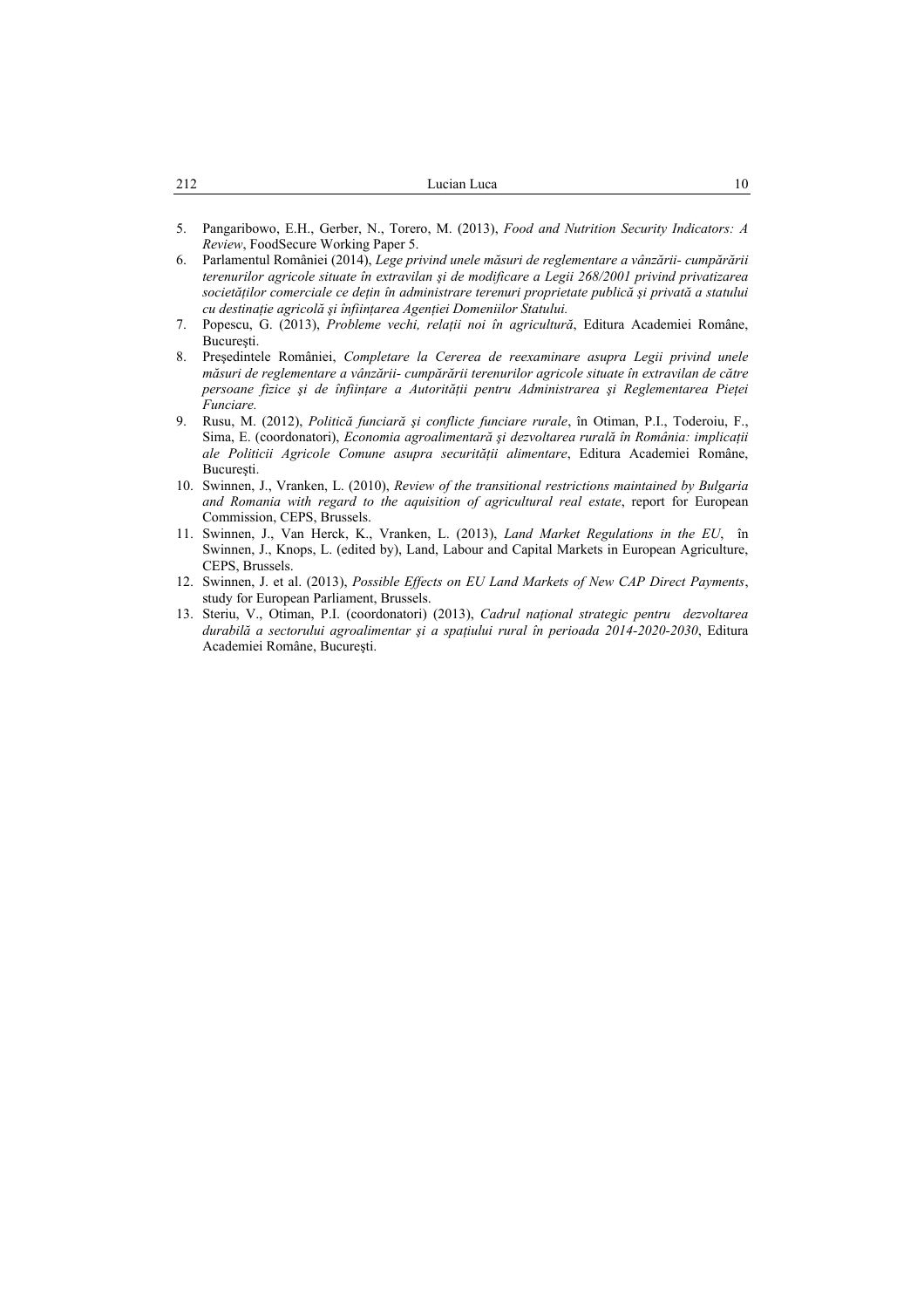5. Pangaribowo, E.H., Gerber, N., Torero, M. (2013), *Food and Nutrition Security Indicators: A Review*, FoodSecure Working Paper 5.
6. Parlamentul României (2014), *Lege privind unele măsuri de reglementare a vânzării- cumpărării terenurilor agricole situate în extravilan şi de modificare a Legii 268/2001 privind privatizarea societăților comerciale ce dețin în administrare terenuri proprietate publică şi privată a statului cu destinație agricolă şi înființarea Agenției Domeniilor Statului.*
7. Popescu, G. (2013), *Probleme vechi, relații noi în agricultură*, Editura Academiei Române, Bucureşti.
8. Preşedintele României, *Completare la Cererea de reexaminare asupra Legii privind unele măsuri de reglementare a vânzării- cumpărării terenurilor agricole situate în extravilan de către persoane fizice şi de înființare a Autorității pentru Administrarea şi Reglementarea Pieței Funciare.*
9. Rusu, M. (2012), *Politică funciară şi conflicte funciare rurale*, în Otiman, P.I., Toderoiu, F., Sima, E. (coordonatori), *Economia agroalimentară şi dezvoltarea rurală în România: implicații ale Politicii Agricole Comune asupra securității alimentare*, Editura Academiei Române, Bucureşti.
10. Swinnen, J., Vranken, L. (2010), *Review of the transitional restrictions maintained by Bulgaria and Romania with regard to the aquisition of agricultural real estate*, report for European Commission, CEPS, Brussels.
11. Swinnen, J., Van Herck, K., Vranken, L. (2013), *Land Market Regulations in the EU*, în Swinnen, J., Knops, L. (edited by), Land, Labour and Capital Markets in European Agriculture, CEPS, Brussels.
12. Swinnen, J. et al. (2013), *Possible Effects on EU Land Markets of New CAP Direct Payments*, study for European Parliament, Brussels.
13. Steriu, V., Otiman, P.I. (coordonatori) (2013), *Cadrul național strategic pentru dezvoltarea durabilă a sectorului agroalimentar şi a spațiului rural în perioada 2014-2020-2030*, Editura Academiei Române, Bucureşti.